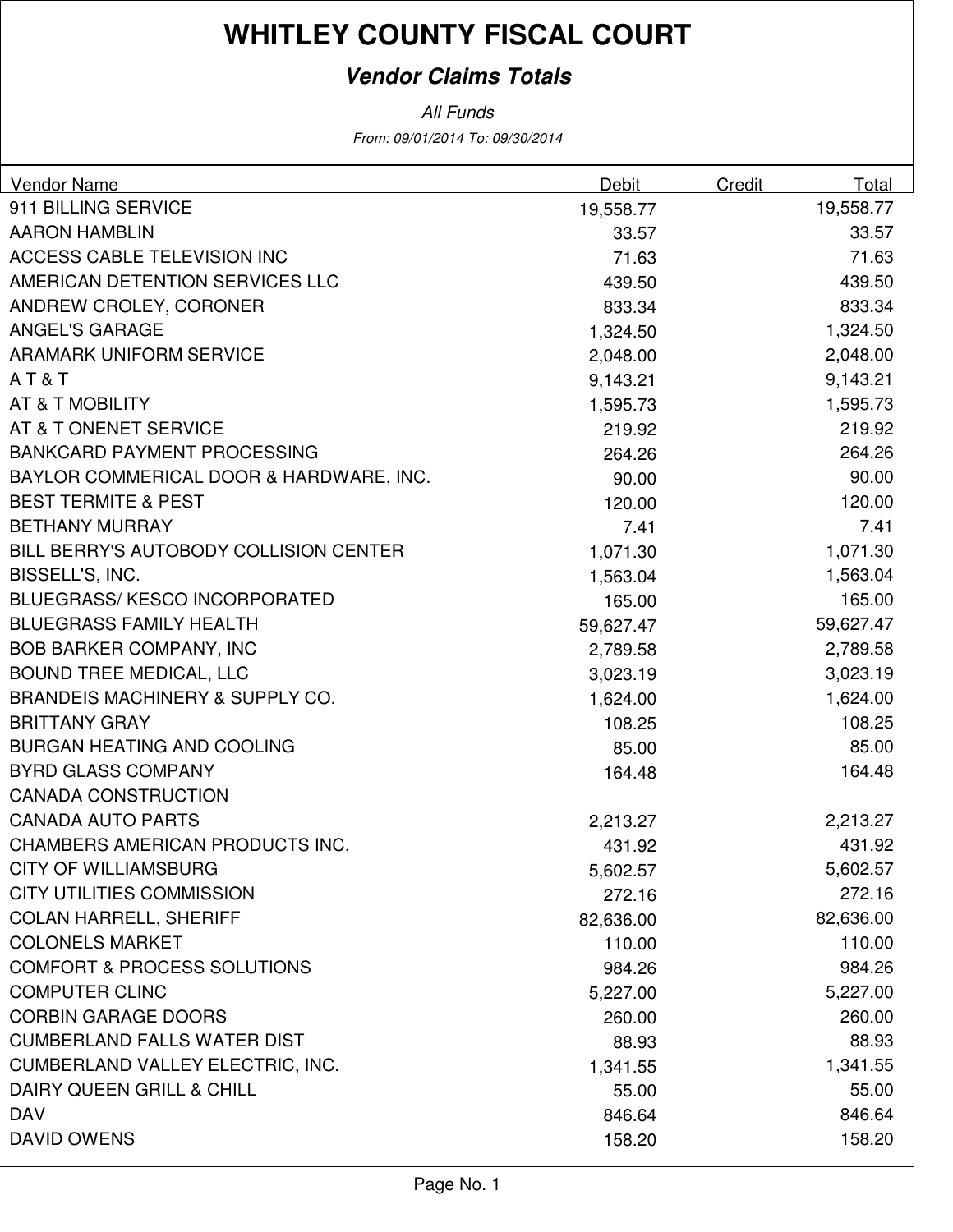# WHITLEY COUNTY FISCAL COURT

## *Vendor Claims Totals*

*All Funds*

*From: 09/01/2014 To: 09/30/2014*

| Vendor Name | Debit | Credit | Total |
|---|---|---|---|
| 911 BILLING SERVICE | 19,558.77 | | 19,558.77 |
| AARON HAMBLIN | 33.57 | | 33.57 |
| ACCESS CABLE TELEVISION INC | 71.63 | | 71.63 |
| AMERICAN DETENTION SERVICES LLC | 439.50 | | 439.50 |
| ANDREW CROLEY, CORONER | 833.34 | | 833.34 |
| ANGEL'S GARAGE | 1,324.50 | | 1,324.50 |
| ARAMARK UNIFORM SERVICE | 2,048.00 | | 2,048.00 |
| A T & T | 9,143.21 | | 9,143.21 |
| AT & T MOBILITY | 1,595.73 | | 1,595.73 |
| AT & T ONENET SERVICE | 219.92 | | 219.92 |
| BANKCARD PAYMENT PROCESSING | 264.26 | | 264.26 |
| BAYLOR COMMERICAL DOOR & HARDWARE, INC. | 90.00 | | 90.00 |
| BEST TERMITE & PEST | 120.00 | | 120.00 |
| BETHANY MURRAY | 7.41 | | 7.41 |
| BILL BERRY'S AUTOBODY COLLISION CENTER | 1,071.30 | | 1,071.30 |
| BISSELL'S, INC. | 1,563.04 | | 1,563.04 |
| BLUEGRASS/ KESCO INCORPORATED | 165.00 | | 165.00 |
| BLUEGRASS FAMILY HEALTH | 59,627.47 | | 59,627.47 |
| BOB BARKER COMPANY, INC | 2,789.58 | | 2,789.58 |
| BOUND TREE MEDICAL, LLC | 3,023.19 | | 3,023.19 |
| BRANDEIS MACHINERY & SUPPLY CO. | 1,624.00 | | 1,624.00 |
| BRITTANY GRAY | 108.25 | | 108.25 |
| BURGAN HEATING AND COOLING | 85.00 | | 85.00 |
| BYRD GLASS COMPANY | 164.48 | | 164.48 |
| CANADA CONSTRUCTION | | | |
| CANADA AUTO PARTS | 2,213.27 | | 2,213.27 |
| CHAMBERS AMERICAN PRODUCTS INC. | 431.92 | | 431.92 |
| CITY OF WILLIAMSBURG | 5,602.57 | | 5,602.57 |
| CITY UTILITIES COMMISSION | 272.16 | | 272.16 |
| COLAN HARRELL, SHERIFF | 82,636.00 | | 82,636.00 |
| COLONELS MARKET | 110.00 | | 110.00 |
| COMFORT & PROCESS SOLUTIONS | 984.26 | | 984.26 |
| COMPUTER CLINC | 5,227.00 | | 5,227.00 |
| CORBIN GARAGE DOORS | 260.00 | | 260.00 |
| CUMBERLAND FALLS WATER DIST | 88.93 | | 88.93 |
| CUMBERLAND VALLEY ELECTRIC, INC. | 1,341.55 | | 1,341.55 |
| DAIRY QUEEN GRILL & CHILL | 55.00 | | 55.00 |
| DAV | 846.64 | | 846.64 |
| DAVID OWENS | 158.20 | | 158.20 |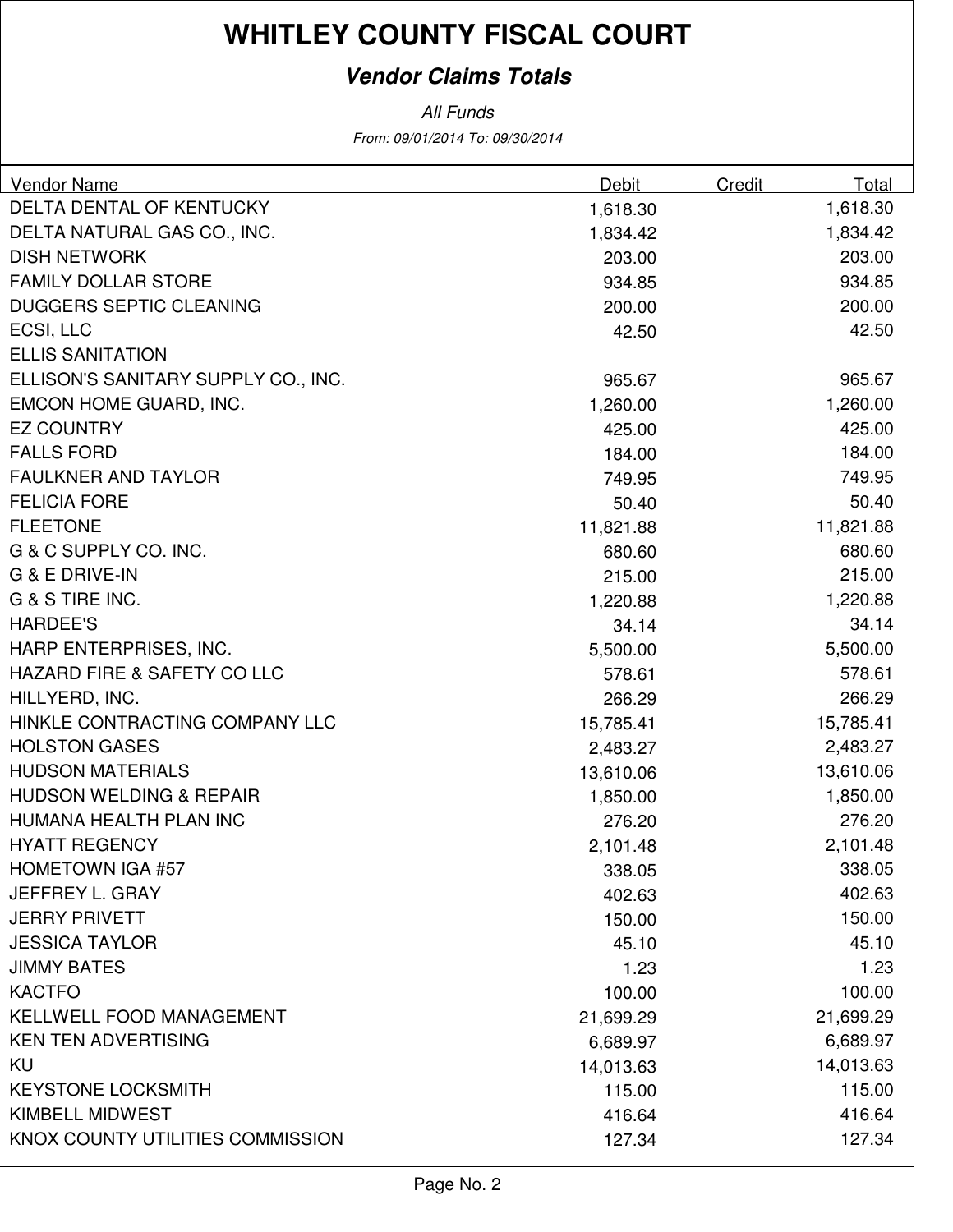# WHITLEY COUNTY FISCAL COURT

## *Vendor Claims Totals*

*All Funds*

*From: 09/01/2014 To: 09/30/2014*

| Vendor Name | Debit | Credit | Total |
|---|---|---|---|
| DELTA DENTAL OF KENTUCKY | 1,618.30 | | 1,618.30 |
| DELTA NATURAL GAS CO., INC. | 1,834.42 | | 1,834.42 |
| DISH NETWORK | 203.00 | | 203.00 |
| FAMILY DOLLAR STORE | 934.85 | | 934.85 |
| DUGGERS SEPTIC CLEANING | 200.00 | | 200.00 |
| ECSI, LLC | 42.50 | | 42.50 |
| ELLIS SANITATION | | | |
| ELLISON'S SANITARY SUPPLY CO., INC. | 965.67 | | 965.67 |
| EMCON HOME GUARD, INC. | 1,260.00 | | 1,260.00 |
| EZ COUNTRY | 425.00 | | 425.00 |
| FALLS FORD | 184.00 | | 184.00 |
| FAULKNER AND TAYLOR | 749.95 | | 749.95 |
| FELICIA FORE | 50.40 | | 50.40 |
| FLEETONE | 11,821.88 | | 11,821.88 |
| G & C SUPPLY CO. INC. | 680.60 | | 680.60 |
| G & E DRIVE-IN | 215.00 | | 215.00 |
| G & S TIRE INC. | 1,220.88 | | 1,220.88 |
| HARDEE'S | 34.14 | | 34.14 |
| HARP ENTERPRISES, INC. | 5,500.00 | | 5,500.00 |
| HAZARD FIRE & SAFETY CO LLC | 578.61 | | 578.61 |
| HILLYERD, INC. | 266.29 | | 266.29 |
| HINKLE CONTRACTING COMPANY LLC | 15,785.41 | | 15,785.41 |
| HOLSTON GASES | 2,483.27 | | 2,483.27 |
| HUDSON MATERIALS | 13,610.06 | | 13,610.06 |
| HUDSON WELDING & REPAIR | 1,850.00 | | 1,850.00 |
| HUMANA HEALTH PLAN INC | 276.20 | | 276.20 |
| HYATT REGENCY | 2,101.48 | | 2,101.48 |
| HOMETOWN IGA #57 | 338.05 | | 338.05 |
| JEFFREY L. GRAY | 402.63 | | 402.63 |
| JERRY PRIVETT | 150.00 | | 150.00 |
| JESSICA TAYLOR | 45.10 | | 45.10 |
| JIMMY BATES | 1.23 | | 1.23 |
| KACTFO | 100.00 | | 100.00 |
| KELLWELL FOOD MANAGEMENT | 21,699.29 | | 21,699.29 |
| KEN TEN ADVERTISING | 6,689.97 | | 6,689.97 |
| KU | 14,013.63 | | 14,013.63 |
| KEYSTONE LOCKSMITH | 115.00 | | 115.00 |
| KIMBELL MIDWEST | 416.64 | | 416.64 |
| KNOX COUNTY UTILITIES COMMISSION | 127.34 | | 127.34 |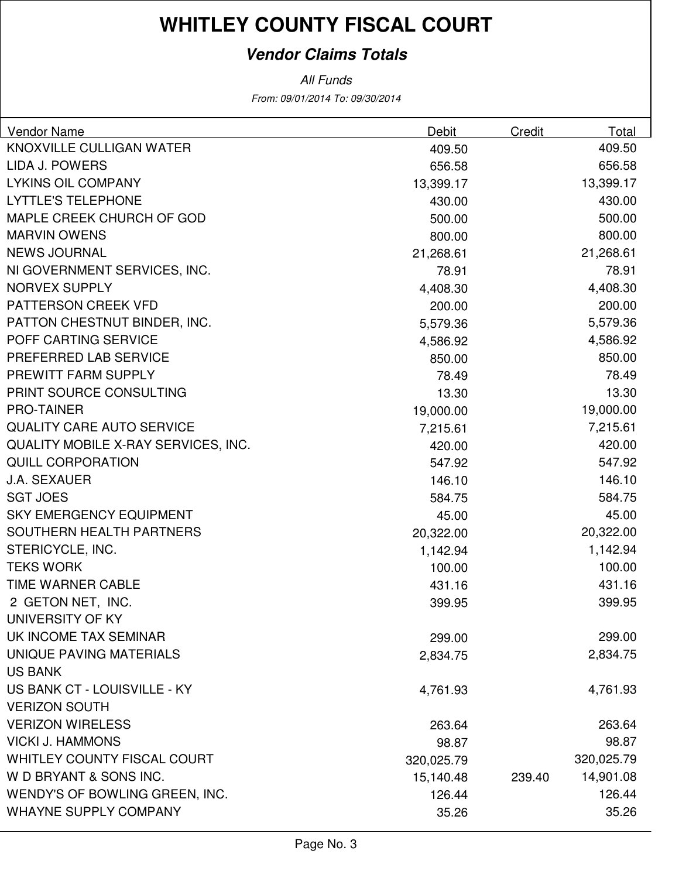# WHITLEY COUNTY FISCAL COURT

## *Vendor Claims Totals*

*All Funds*

*From: 09/01/2014 To: 09/30/2014*

| Vendor Name | Debit | Credit | Total |
|---|---|---|---|
| KNOXVILLE CULLIGAN WATER | 409.50 | | 409.50 |
| LIDA J. POWERS | 656.58 | | 656.58 |
| LYKINS OIL COMPANY | 13,399.17 | | 13,399.17 |
| LYTTLE'S TELEPHONE | 430.00 | | 430.00 |
| MAPLE CREEK CHURCH OF GOD | 500.00 | | 500.00 |
| MARVIN OWENS | 800.00 | | 800.00 |
| NEWS JOURNAL | 21,268.61 | | 21,268.61 |
| NI GOVERNMENT SERVICES, INC. | 78.91 | | 78.91 |
| NORVEX SUPPLY | 4,408.30 | | 4,408.30 |
| PATTERSON CREEK VFD | 200.00 | | 200.00 |
| PATTON CHESTNUT BINDER, INC. | 5,579.36 | | 5,579.36 |
| POFF CARTING SERVICE | 4,586.92 | | 4,586.92 |
| PREFERRED LAB SERVICE | 850.00 | | 850.00 |
| PREWITT FARM SUPPLY | 78.49 | | 78.49 |
| PRINT SOURCE CONSULTING | 13.30 | | 13.30 |
| PRO-TAINER | 19,000.00 | | 19,000.00 |
| QUALITY CARE AUTO SERVICE | 7,215.61 | | 7,215.61 |
| QUALITY MOBILE X-RAY SERVICES, INC. | 420.00 | | 420.00 |
| QUILL CORPORATION | 547.92 | | 547.92 |
| J.A. SEXAUER | 146.10 | | 146.10 |
| SGT JOES | 584.75 | | 584.75 |
| SKY EMERGENCY EQUIPMENT | 45.00 | | 45.00 |
| SOUTHERN HEALTH PARTNERS | 20,322.00 | | 20,322.00 |
| STERICYCLE, INC. | 1,142.94 | | 1,142.94 |
| TEKS WORK | 100.00 | | 100.00 |
| TIME WARNER CABLE | 431.16 | | 431.16 |
| 2 GETON NET, INC. | 399.95 | | 399.95 |
| UNIVERSITY OF KY | | | |
| UK INCOME TAX SEMINAR | 299.00 | | 299.00 |
| UNIQUE PAVING MATERIALS | 2,834.75 | | 2,834.75 |
| US BANK | | | |
| US BANK CT - LOUISVILLE - KY | 4,761.93 | | 4,761.93 |
| VERIZON SOUTH | | | |
| VERIZON WIRELESS | 263.64 | | 263.64 |
| VICKI J. HAMMONS | 98.87 | | 98.87 |
| WHITLEY COUNTY FISCAL COURT | 320,025.79 | | 320,025.79 |
| W D BRYANT & SONS INC. | 15,140.48 | 239.40 | 14,901.08 |
| WENDY'S OF BOWLING GREEN, INC. | 126.44 | | 126.44 |
| WHAYNE SUPPLY COMPANY | 35.26 | | 35.26 |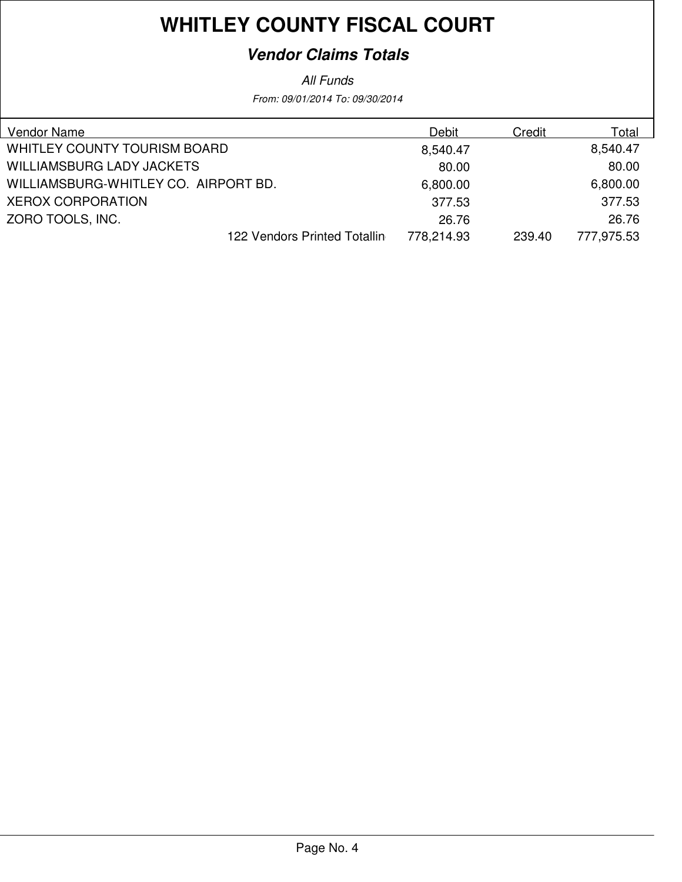# WHITLEY COUNTY FISCAL COURT

## *Vendor Claims Totals*

*All Funds*

*From: 09/01/2014 To: 09/30/2014*

| Vendor Name | Debit | Credit | Total |
|---|---|---|---|
| WHITLEY COUNTY TOURISM BOARD | 8,540.47 | | 8,540.47 |
| WILLIAMSBURG LADY JACKETS | 80.00 | | 80.00 |
| WILLIAMSBURG-WHITLEY CO. AIRPORT BD. | 6,800.00 | | 6,800.00 |
| XEROX CORPORATION | 377.53 | | 377.53 |
| ZORO TOOLS, INC. | 26.76 | | 26.76 |
| 122 Vendors Printed Totallin | 778,214.93 | 239.40 | 777,975.53 |